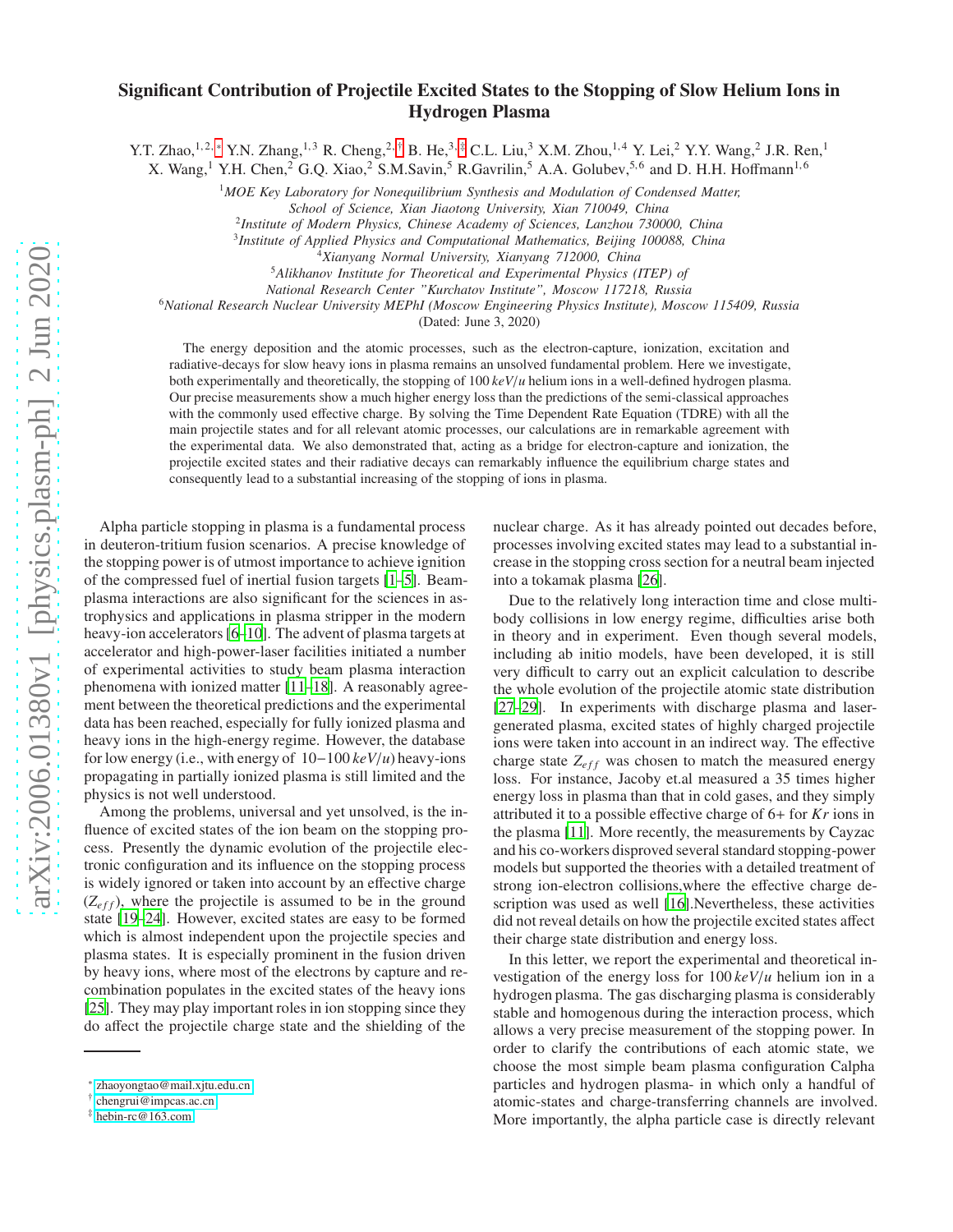# Significant Contribution of Projectile Excited States to the Stopping of Slow Helium Ions in Hydrogen Plasma

Y.T. Zhao,[1,2,*] Y.N. Zhang,[1,3] R. Cheng,[2,†] B. He,[3,‡] C.L. Liu,[3] X.M. Zhou,[1,4] Y. Lei,[2] Y.Y. Wang,[2] J.R. Ren,[1] X. Wang,[1] Y.H. Chen,[2] G.Q. Xiao,[2] S.M.Savin,[5] R.Gavrilin,[5] A.A. Golubev,[5,6] and D. H.H. Hoffmann[1,6]

[1] *MOE Key Laboratory for Nonequilibrium Synthesis and Modulation of Condensed Matter, School of Science, Xian Jiaotong University, Xian 710049, China*

[2] *Institute of Modern Physics, Chinese Academy of Sciences, Lanzhou 730000, China*

[3] *Institute of Applied Physics and Computational Mathematics, Beijing 100088, China*

[4] *Xianyang Normal University, Xianyang 712000, China*

[5] *Alikhanov Institute for Theoretical and Experimental Physics (ITEP) of National Research Center "Kurchatov Institute", Moscow 117218, Russia*

[6] *National Research Nuclear University MEPhI (Moscow Engineering Physics Institute), Moscow 115409, Russia*

(Dated: June 3, 2020)

The energy deposition and the atomic processes, such as the electron-capture, ionization, excitation and radiative-decays for slow heavy ions in plasma remains an unsolved fundamental problem. Here we investigate, both experimentally and theoretically, the stopping of 100 $keV/u$ helium ions in a well-defined hydrogen plasma. Our precise measurements show a much higher energy loss than the predictions of the semi-classical approaches with the commonly used effective charge. By solving the Time Dependent Rate Equation (TDRE) with all the main projectile states and for all relevant atomic processes, our calculations are in remarkable agreement with the experimental data. We also demonstrated that, acting as a bridge for electron-capture and ionization, the projectile excited states and their radiative decays can remarkably influence the equilibrium charge states and consequently lead to a substantial increasing of the stopping of ions in plasma.

Alpha particle stopping in plasma is a fundamental process in deuteron-tritium fusion scenarios. A precise knowledge of the stopping power is of utmost importance to achieve ignition of the compressed fuel of inertial fusion targets [1–5]. Beam-plasma interactions are also significant for the sciences in astrophysics and applications in plasma stripper in the modern heavy-ion accelerators [6–10]. The advent of plasma targets at accelerator and high-power-laser facilities initiated a number of experimental activities to study beam plasma interaction phenomena with ionized matter [11–18]. A reasonably agreement between the theoretical predictions and the experimental data has been reached, especially for fully ionized plasma and heavy ions in the high-energy regime. However, the database for low energy (i.e., with energy of 10−100 $keV/u$) heavy-ions propagating in partially ionized plasma is still limited and the physics is not well understood.

Among the problems, universal and yet unsolved, is the influence of excited states of the ion beam on the stopping process. Presently the dynamic evolution of the projectile electronic configuration and its influence on the stopping process is widely ignored or taken into account by an effective charge ($Z_{eff}$), where the projectile is assumed to be in the ground state [19–24]. However, excited states are easy to be formed which is almost independent upon the projectile species and plasma states. It is especially prominent in the fusion driven by heavy ions, where most of the electrons by capture and recombination populates in the excited states of the heavy ions [25]. They may play important roles in ion stopping since they do affect the projectile charge state and the shielding of the nuclear charge. As it has already pointed out decades before, processes involving excited states may lead to a substantial increase in the stopping cross section for a neutral beam injected into a tokamak plasma [26].

Due to the relatively long interaction time and close multi-body collisions in low energy regime, difficulties arise both in theory and in experiment. Even though several models, including ab initio models, have been developed, it is still very difficult to carry out an explicit calculation to describe the whole evolution of the projectile atomic state distribution [27–29]. In experiments with discharge plasma and laser-generated plasma, excited states of highly charged projectile ions were taken into account in an indirect way. The effective charge state $Z_{eff}$ was chosen to match the measured energy loss. For instance, Jacoby et.al measured a 35 times higher energy loss in plasma than that in cold gases, and they simply attributed it to a possible effective charge of 6+ for $Kr$ ions in the plasma [11]. More recently, the measurements by Cayzac and his co-workers disproved several standard stopping-power models but supported the theories with a detailed treatment of strong ion-electron collisions,where the effective charge description was used as well [16].Nevertheless, these activities did not reveal details on how the projectile excited states affect their charge state distribution and energy loss.

In this letter, we report the experimental and theoretical investigation of the energy loss for 100 $keV/u$ helium ion in a hydrogen plasma. The gas discharging plasma is considerably stable and homogenous during the interaction process, which allows a very precise measurement of the stopping power. In order to clarify the contributions of each atomic state, we choose the most simple beam plasma configuration Calpha particles and hydrogen plasma- in which only a handful of atomic-states and charge-transferring channels are involved. More importantly, the alpha particle case is directly relevant

---

* zhaoyongtao@mail.xjtu.edu.cn
† chengrui@impcas.ac.cn
‡ hebin-rc@163.com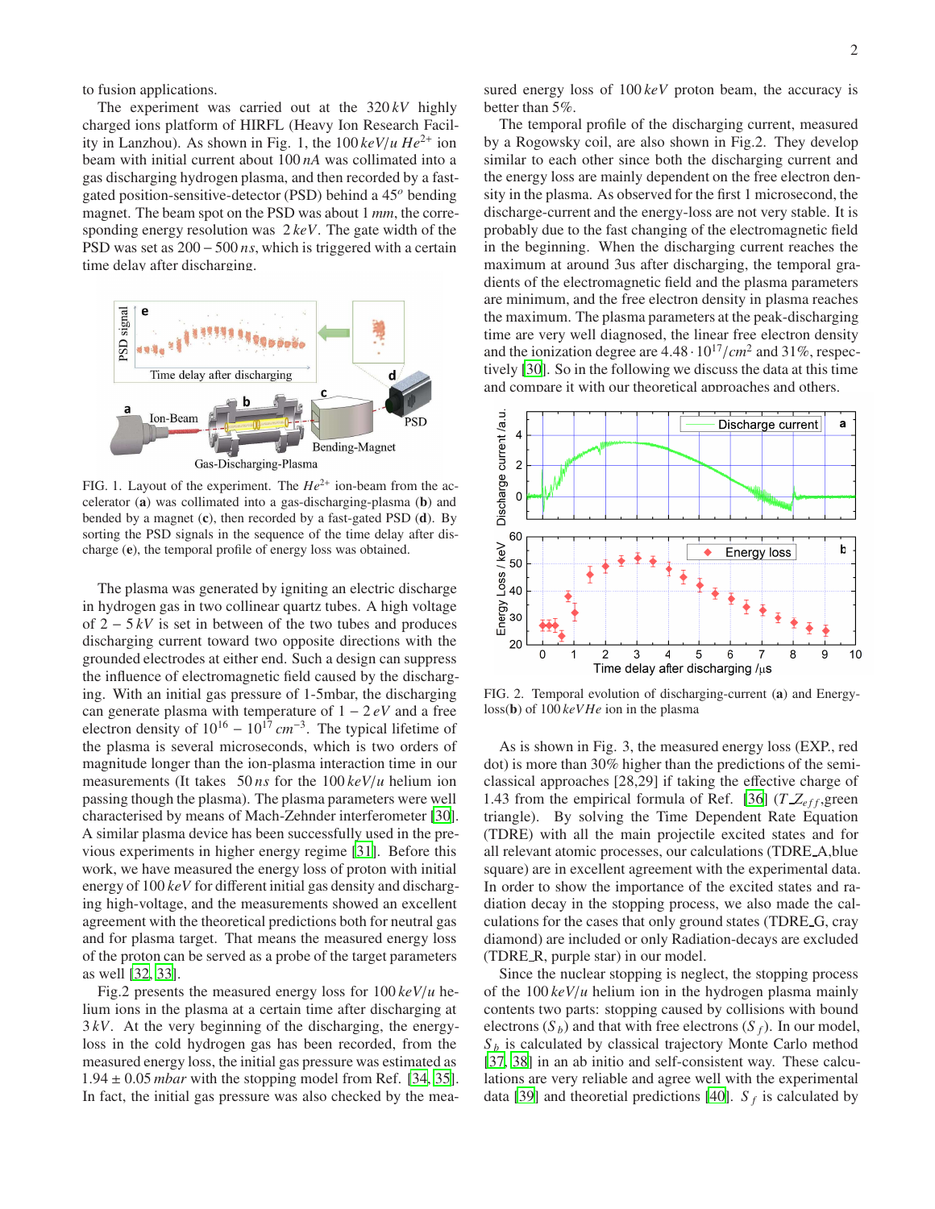to fusion applications.

The experiment was carried out at the 320 $kV$ highly charged ions platform of HIRFL (Heavy Ion Research Facility in Lanzhou). As shown in Fig. 1, the 100 $keV/u$ $He^{2+}$ ion beam with initial current about 100 $nA$ was collimated into a gas discharging hydrogen plasma, and then recorded by a fast-gated position-sensitive-detector (PSD) behind a $45^o$ bending magnet. The beam spot on the PSD was about 1 $mm$, the corresponding energy resolution was 2 $keV$. The gate width of the PSD was set as $200-500\,ns$, which is triggered with a certain time delay after discharging.

FIG. 1. Layout of the experiment. The $He^{2+}$ ion-beam from the accelerator (**a**) was collimated into a gas-discharging-plasma (**b**) and bended by a magnet (**c**), then recorded by a fast-gated PSD (**d**). By sorting the PSD signals in the sequence of the time delay after discharge (**e**), the temporal profile of energy loss was obtained.

The plasma was generated by igniting an electric discharge in hydrogen gas in two collinear quartz tubes. A high voltage of $2-5\,kV$ is set in between of the two tubes and produces discharging current toward two opposite directions with the grounded electrodes at either end. Such a design can suppress the influence of electromagnetic field caused by the discharging. With an initial gas pressure of 1-5mbar, the discharging can generate plasma with temperature of $1-2\,eV$ and a free electron density of $10^{16}-10^{17}\,cm^{-3}$. The typical lifetime of the plasma is several microseconds, which is two orders of magnitude longer than the ion-plasma interaction time in our measurements (It takes 50 $ns$ for the 100 $keV/u$ helium ion passing though the plasma). The plasma parameters were well characterised by means of Mach-Zehnder interferometer [30]. A similar plasma device has been successfully used in the previous experiments in higher energy regime [31]. Before this work, we have measured the energy loss of proton with initial energy of 100 $keV$ for different initial gas density and discharging high-voltage, and the measurements showed an excellent agreement with the theoretical predictions both for neutral gas and for plasma target. That means the measured energy loss of the proton can be served as a probe of the target parameters as well [32, 33].

Fig.2 presents the measured energy loss for 100 $keV/u$ helium ions in the plasma at a certain time after discharging at 3 $kV$. At the very beginning of the discharging, the energy-loss in the cold hydrogen gas has been recorded, from the measured energy loss, the initial gas pressure was estimated as $1.94\pm0.05\,mbar$ with the stopping model from Ref. [34, 35]. In fact, the initial gas pressure was also checked by the measured energy loss of 100 $keV$ proton beam, the accuracy is better than 5%.

The temporal profile of the discharging current, measured by a Rogowsky coil, are also shown in Fig.2. They develop similar to each other since both the discharging current and the energy loss are mainly dependent on the free electron density in the plasma. As observed for the first 1 microsecond, the discharge-current and the energy-loss are not very stable. It is probably due to the fast changing of the electromagnetic field in the beginning. When the discharging current reaches the maximum at around 3us after discharging, the temporal gradients of the electromagnetic field and the plasma parameters are minimum, and the free electron density in the plasma reaches the maximum. The plasma parameters at the peak-discharging time are very well diagnosed, the linear free electron density and the ionization degree are $4.48\cdot10^{17}/cm^2$ and 31%, respectively [30]. So in the following we discuss the data at this time and compare it with our theoretical approaches and others.

FIG. 2. Temporal evolution of discharging-current (**a**) and Energy-loss(**b**) of 100 $keVHe$ ion in the plasma

As is shown in Fig. 3, the measured energy loss (EXP., red dot) is more than 30% higher than the predictions of the semi-classical approaches [28,29] if taking the effective charge of 1.43 from the empirical formula of Ref. [36] ($T\_Z_{eff}$,green triangle). By solving the Time Dependent Rate Equation (TDRE) with all the main projectile excited states and for all relevant atomic processes, our calculations (TDRE_A,blue square) are in excellent agreement with the experimental data. In order to show the importance of the excited states and radiation decay in the stopping process, we also made the calculations for the cases that only ground states (TDRE_G, cray diamond) are included or only Radiation-decays are excluded (TDRE_R, purple star) in our model.

Since the nuclear stopping is neglect, the stopping process of the 100 $keV/u$ helium ion in the hydrogen plasma mainly contents two parts: stopping caused by collisions with bound electrons ($S_b$) and that with free electrons ($S_f$). In our model, $S_b$ is calculated by classical trajectory Monte Carlo method [37, 38] in an ab initio and self-consistent way. These calculations are very reliable and agree well with the experimental data [39] and theoretial predictions [40]. $S_f$ is calculated by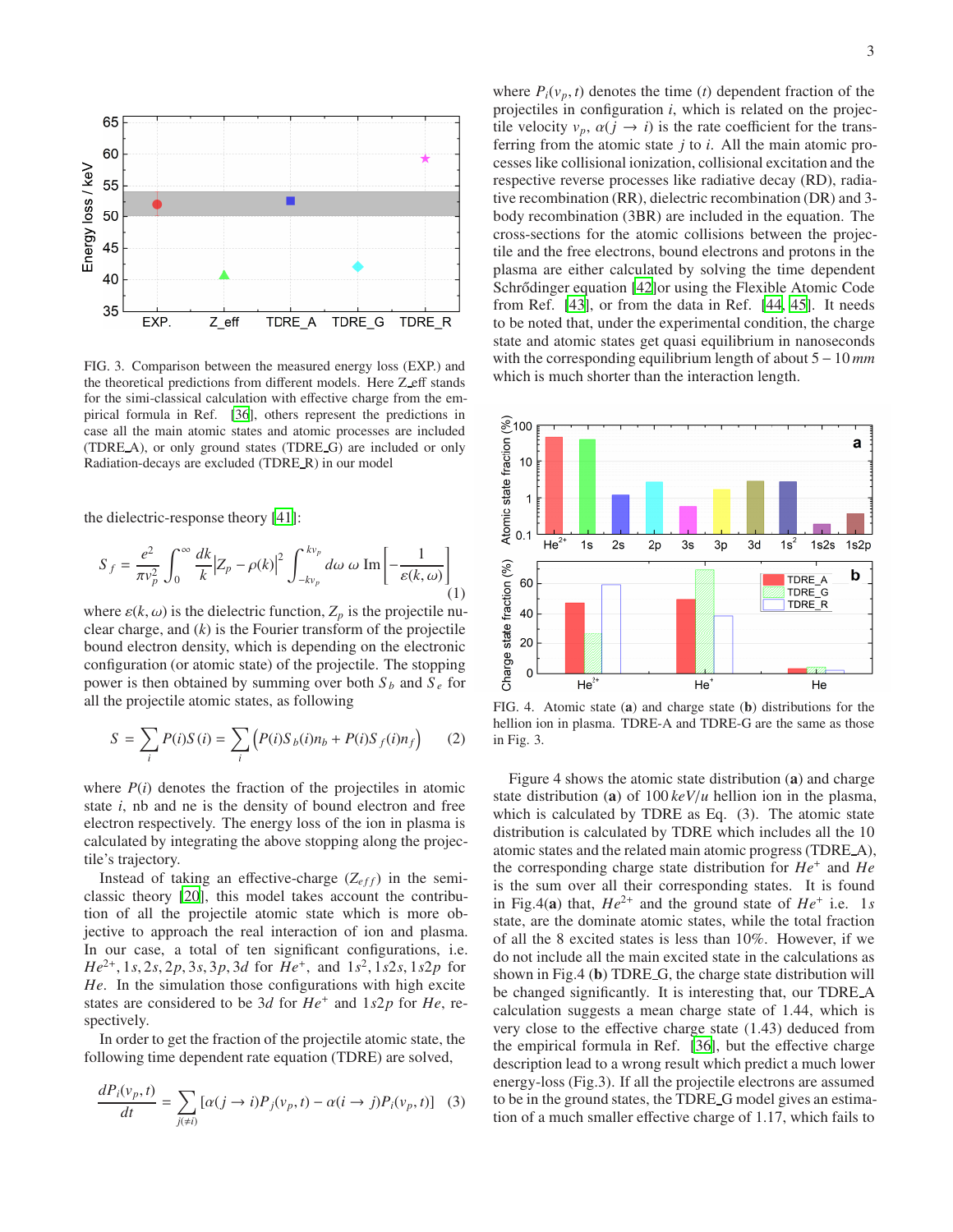FIG. 3. Comparison between the measured energy loss (EXP.) and the theoretical predictions from different models. Here Z_eff stands for the simi-classical calculation with effective charge from the empirical formula in Ref. [36], others represent the predictions in case all the main atomic states and atomic processes are included (TDRE_A), or only ground states (TDRE_G) are included or only Radiation-decays are excluded (TDRE_R) in our model

the dielectric-response theory [41]:

$$S_f = \frac{e^2}{\pi v_p^2} \int_0^\infty \frac{dk}{k} \left|Z_p - \rho(k)\right|^2 \int_{-kv_p}^{kv_p} d\omega\, \omega\, \mathrm{Im}\left[-\frac{1}{\varepsilon(k,\omega)}\right] \quad (1)$$

where $\varepsilon(k,\omega)$ is the dielectric function, $Z_p$ is the projectile nuclear charge, and $(k)$ is the Fourier transform of the projectile bound electron density, which is depending on the electronic configuration (or atomic state) of the projectile. The stopping power is then obtained by summing over both $S_b$ and $S_e$ for all the projectile atomic states, as following

$$S = \sum_i P(i)S(i) = \sum_i \left(P(i)S_b(i)n_b + P(i)S_f(i)n_f\right) \quad (2)$$

where $P(i)$ denotes the fraction of the projectiles in atomic state $i$, nb and ne is the density of bound electron and free electron respectively. The energy loss of the ion in plasma is calculated by integrating the above stopping along the projectile's trajectory.

Instead of taking an effective-charge ($Z_{eff}$) in the semi-classic theory [20], this model takes account the contribution of all the projectile atomic state which is more objective to approach the real interaction of ion and plasma. In our case, a total of ten significant configurations, i.e. $He^{2+}$, $1s, 2s, 2p, 3s, 3p, 3d$ for $He^+$, and $1s^2, 1s2s, 1s2p$ for $He$. In the simulation those configurations with high excite states are considered to be $3d$ for $He^+$ and $1s2p$ for $He$, respectively.

In order to get the fraction of the projectile atomic state, the following time dependent rate equation (TDRE) are solved,

$$\frac{dP_i(v_p,t)}{dt} = \sum_{j(\neq i)} \left[\alpha(j \to i)P_j(v_p,t) - \alpha(i \to j)P_i(v_p,t)\right] \quad (3)$$

where $P_i(v_p,t)$ denotes the time ($t$) dependent fraction of the projectiles in configuration $i$, which is related on the projectile velocity $v_p$, $\alpha(j \to i)$ is the rate coefficient for the transferring from the atomic state $j$ to $i$. All the main atomic processes like collisional ionization, collisional excitation and the respective reverse processes like radiative decay (RD), radiative recombination (RR), dielectric recombination (DR) and 3-body recombination (3BR) are included in the equation. The cross-sections for the atomic collisions between the projectile and the free electrons, bound electrons and protons in the plasma are either calculated by solving the time dependent Schrődinger equation [42]or using the Flexible Atomic Code from Ref. [43], or from the data in Ref. [44, 45]. It needs to be noted that, under the experimental condition, the charge state and atomic states get quasi equilibrium in nanoseconds with the corresponding equilibrium length of about $5-10\,mm$ which is much shorter than the interaction length.

FIG. 4. Atomic state (**a**) and charge state (**b**) distributions for the hellion ion in plasma. TDRE-A and TDRE-G are the same as those in Fig. 3.

Figure 4 shows the atomic state distribution (**a**) and charge state distribution (**a**) of $100\,keV/u$ hellion ion in the plasma, which is calculated by TDRE as Eq. (3). The atomic state distribution is calculated by TDRE which includes all the 10 atomic states and the related main atomic progress (TDRE_A), the corresponding charge state distribution for $He^+$ and $He$ is the sum over all their corresponding states. It is found in Fig.4(**a**) that, $He^{2+}$ and the ground state of $He^+$ i.e. $1s$ state, are the dominate atomic states, while the total fraction of all the 8 excited states is less than 10%. However, if we do not include all the main excited state in the calculations as shown in Fig.4 (**b**) TDRE_G, the charge state distribution will be changed significantly. It is interesting that, our TDRE_A calculation suggests a mean charge state of 1.44, which is very close to the effective charge state (1.43) deduced from the empirical formula in Ref. [36], but the effective charge description lead to a wrong result which predict a much lower energy-loss (Fig.3). If all the projectile electrons are assumed to be in the ground states, the TDRE_G model gives an estimation of a much smaller effective charge of 1.17, which fails to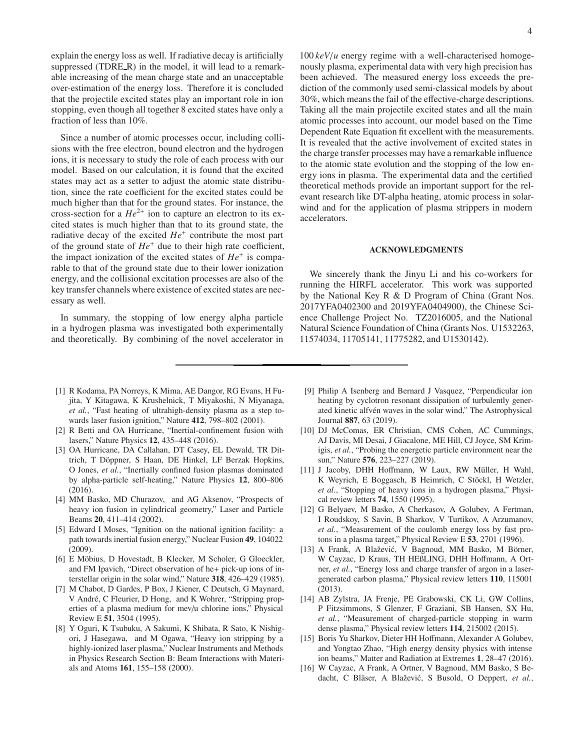explain the energy loss as well. If radiative decay is artificially suppressed (TDRE_R) in the model, it will lead to a remarkable increasing of the mean charge state and an unacceptable over-estimation of the energy loss. Therefore it is concluded that the projectile excited states play an important role in ion stopping, even though all together 8 excited states have only a fraction of less than 10%.

Since a number of atomic processes occur, including collisions with the free electron, bound electron and the hydrogen ions, it is necessary to study the role of each process with our model. Based on our calculation, it is found that the excited states may act as a setter to adjust the atomic state distribution, since the rate coefficient for the excited states could be much higher than that for the ground states. For instance, the cross-section for a $He^{2+}$ ion to capture an electron to its excited states is much higher than that to its ground state, the radiative decay of the excited $He^{+}$ contribute the most part of the ground state of $He^{+}$ due to their high rate coefficient, the impact ionization of the excited states of $He^{+}$ is comparable to that of the ground state due to their lower ionization energy, and the collisional excitation processes are also of the key transfer channels where existence of excited states are necessary as well.

In summary, the stopping of low energy alpha particle in a hydrogen plasma was investigated both experimentally and theoretically. By combining of the novel accelerator in $100\,keV/u$ energy regime with a well-characterised homogenously plasma, experimental data with very high precision has been achieved. The measured energy loss exceeds the prediction of the commonly used semi-classical models by about 30%, which means the fail of the effective-charge descriptions. Taking all the main projectile excited states and all the main atomic processes into account, our model based on the Time Dependent Rate Equation fit excellent with the measurements. It is revealed that the active involvement of excited states in the charge transfer processes may have a remarkable influence to the atomic state evolution and the stopping of the low energy ions in plasma. The experimental data and the certified theoretical methods provide an important support for the relevant research like DT-alpha heating, atomic process in solar-wind and for the application of plasma strippers in modern accelerators.

## ACKNOWLEDGMENTS

We sincerely thank the Jinyu Li and his co-workers for running the HIRFL accelerator. This work was supported by the National Key R & D Program of China (Grant Nos. 2017YFA0402300 and 2019YFA0404900), the Chinese Science Challenge Project No. TZ2016005, and the National Natural Science Foundation of China (Grants Nos. U1532263, 11574034, 11705141, 11775282, and U1530142).

---

[1] R Kodama, PA Norreys, K Mima, AE Dangor, RG Evans, H Fujita, Y Kitagawa, K Krushelnick, T Miyakoshi, N Miyanaga, *et al.*, "Fast heating of ultrahigh-density plasma as a step towards laser fusion ignition," Nature **412**, 798–802 (2001).

[2] R Betti and OA Hurricane, "Inertial-confinement fusion with lasers," Nature Physics **12**, 435–448 (2016).

[3] OA Hurricane, DA Callahan, DT Casey, EL Dewald, TR Dittrich, T Döppner, S Haan, DE Hinkel, LF Berzak Hopkins, O Jones, *et al.*, "Inertially confined fusion plasmas dominated by alpha-particle self-heating," Nature Physics **12**, 800–806 (2016).

[4] MM Basko, MD Churazov, and AG Aksenov, "Prospects of heavy ion fusion in cylindrical geometry," Laser and Particle Beams **20**, 411–414 (2002).

[5] Edward I Moses, "Ignition on the national ignition facility: a path towards inertial fusion energy," Nuclear Fusion **49**, 104022 (2009).

[6] E Möbius, D Hovestadt, B Klecker, M Scholer, G Gloeckler, and FM Ipavich, "Direct observation of he+ pick-up ions of interstellar origin in the solar wind," Nature **318**, 426–429 (1985).

[7] M Chabot, D Gardes, P Box, J Kiener, C Deutsch, G Maynard, V André, C Fleurier, D Hong, and K Wohrer, "Stripping properties of a plasma medium for mev/u chlorine ions," Physical Review E **51**, 3504 (1995).

[8] Y Oguri, K Tsubuku, A Sakumi, K Shibata, R Sato, K Nishigori, J Hasegawa, and M Ogawa, "Heavy ion stripping by a highly-ionized laser plasma," Nuclear Instruments and Methods in Physics Research Section B: Beam Interactions with Materials and Atoms **161**, 155–158 (2000).

[9] Philip A Isenberg and Bernard J Vasquez, "Perpendicular ion heating by cyclotron resonant dissipation of turbulently generated kinetic alfvén waves in the solar wind," The Astrophysical Journal **887**, 63 (2019).

[10] DJ McComas, ER Christian, CMS Cohen, AC Cummings, AJ Davis, MI Desai, J Giacalone, ME Hill, CJ Joyce, SM Krimigis, *et al.*, "Probing the energetic particle environment near the sun," Nature **576**, 223–227 (2019).

[11] J Jacoby, DHH Hoffmann, W Laux, RW Müller, H Wahl, K Weyrich, E Boggasch, B Heimrich, C Stöckl, H Wetzler, *et al.*, "Stopping of heavy ions in a hydrogen plasma," Physical review letters **74**, 1550 (1995).

[12] G Belyaev, M Basko, A Cherkasov, A Golubev, A Fertman, I Roudskoy, S Savin, B Sharkov, V Turtikov, A Arzumanov, *et al.*, "Measurement of the coulomb energy loss by fast protons in a plasma target," Physical Review E **53**, 2701 (1996).

[13] A Frank, A Blažević, V Bagnoud, MM Basko, M Börner, W Cayzac, D Kraus, TH HEßLING, DHH Hoffmann, A Ortner, *et al.*, "Energy loss and charge transfer of argon in a laser-generated carbon plasma," Physical review letters **110**, 115001 (2013).

[14] AB Zylstra, JA Frenje, PE Grabowski, CK Li, GW Collins, P Fitzsimmons, S Glenzer, F Graziani, SB Hansen, SX Hu, *et al.*, "Measurement of charged-particle stopping in warm dense plasma," Physical review letters **114**, 215002 (2015).

[15] Boris Yu Sharkov, Dieter HH Hoffmann, Alexander A Golubev, and Yongtao Zhao, "High energy density physics with intense ion beams," Matter and Radiation at Extremes **1**, 28–47 (2016).

[16] W Cayzac, A Frank, A Ortner, V Bagnoud, MM Basko, S Bedacht, C Bläser, A Blažević, S Busold, O Deppert, *et al.*,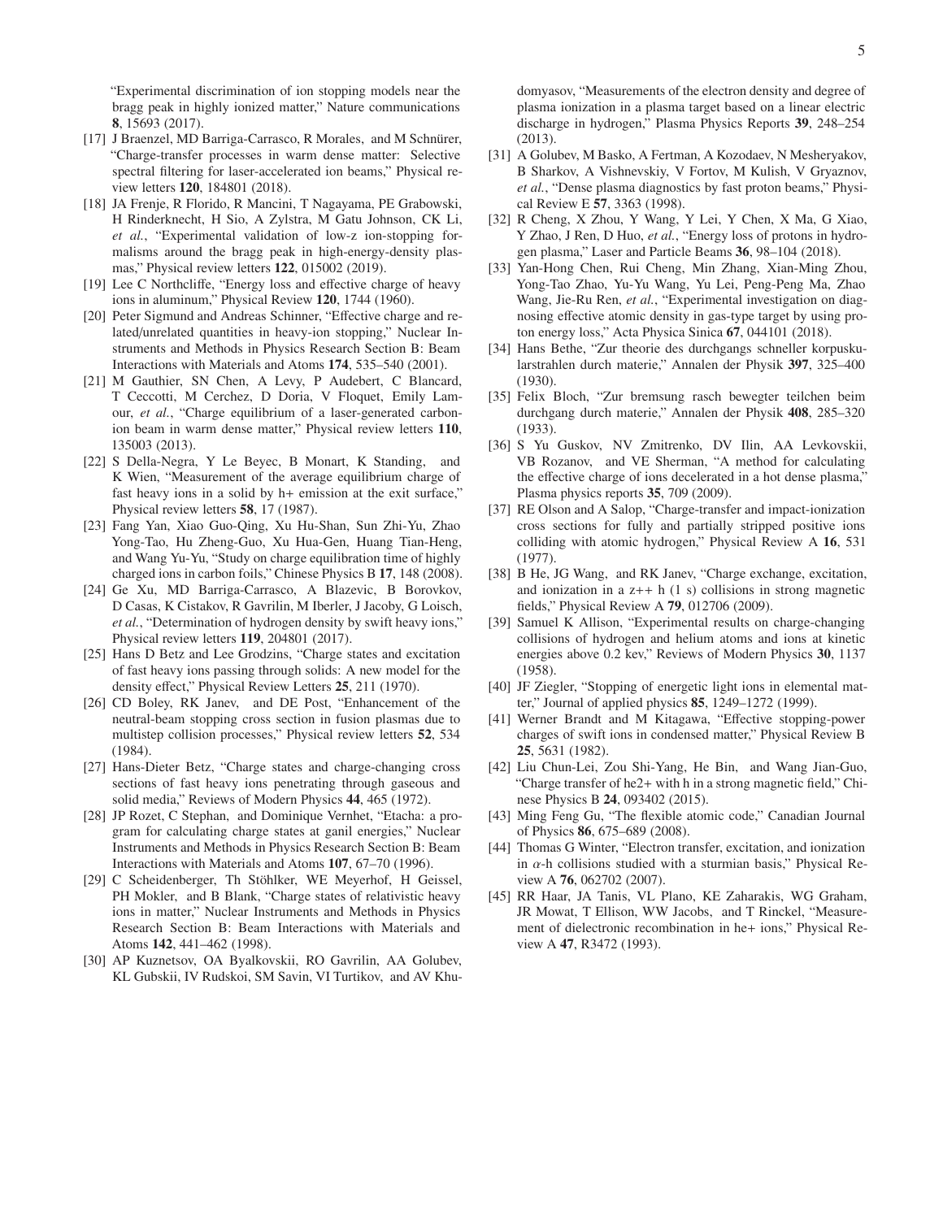"Experimental discrimination of ion stopping models near the bragg peak in highly ionized matter," Nature communications **8**, 15693 (2017).

[17] J Braenzel, MD Barriga-Carrasco, R Morales, and M Schnürer, "Charge-transfer processes in warm dense matter: Selective spectral filtering for laser-accelerated ion beams," Physical review letters **120**, 184801 (2018).

[18] JA Frenje, R Florido, R Mancini, T Nagayama, PE Grabowski, H Rinderknecht, H Sio, A Zylstra, M Gatu Johnson, CK Li, *et al.*, "Experimental validation of low-z ion-stopping formalisms around the bragg peak in high-energy-density plasmas," Physical review letters **122**, 015002 (2019).

[19] Lee C Northcliffe, "Energy loss and effective charge of heavy ions in aluminum," Physical Review **120**, 1744 (1960).

[20] Peter Sigmund and Andreas Schinner, "Effective charge and related/unrelated quantities in heavy-ion stopping," Nuclear Instruments and Methods in Physics Research Section B: Beam Interactions with Materials and Atoms **174**, 535–540 (2001).

[21] M Gauthier, SN Chen, A Levy, P Audebert, C Blancard, T Ceccotti, M Cerchez, D Doria, V Floquet, Emily Lamour, *et al.*, "Charge equilibrium of a laser-generated carbon-ion beam in warm dense matter," Physical review letters **110**, 135003 (2013).

[22] S Della-Negra, Y Le Beyec, B Monart, K Standing, and K Wien, "Measurement of the average equilibrium charge of fast heavy ions in a solid by h+ emission at the exit surface," Physical review letters **58**, 17 (1987).

[23] Fang Yan, Xiao Guo-Qing, Xu Hu-Shan, Sun Zhi-Yu, Zhao Yong-Tao, Hu Zheng-Guo, Xu Hua-Gen, Huang Tian-Heng, and Wang Yu-Yu, "Study on charge equilibration time of highly charged ions in carbon foils," Chinese Physics B **17**, 148 (2008).

[24] Ge Xu, MD Barriga-Carrasco, A Blazevic, B Borovkov, D Casas, K Cistakov, R Gavrilin, M Iberler, J Jacoby, G Loisch, *et al.*, "Determination of hydrogen density by swift heavy ions," Physical review letters **119**, 204801 (2017).

[25] Hans D Betz and Lee Grodzins, "Charge states and excitation of fast heavy ions passing through solids: A new model for the density effect," Physical Review Letters **25**, 211 (1970).

[26] CD Boley, RK Janev, and DE Post, "Enhancement of the neutral-beam stopping cross section in fusion plasmas due to multistep collision processes," Physical review letters **52**, 534 (1984).

[27] Hans-Dieter Betz, "Charge states and charge-changing cross sections of fast heavy ions penetrating through gaseous and solid media," Reviews of Modern Physics **44**, 465 (1972).

[28] JP Rozet, C Stephan, and Dominique Vernhet, "Etacha: a program for calculating charge states at ganil energies," Nuclear Instruments and Methods in Physics Research Section B: Beam Interactions with Materials and Atoms **107**, 67–70 (1996).

[29] C Scheidenberger, Th Stöhlker, WE Meyerhof, H Geissel, PH Mokler, and B Blank, "Charge states of relativistic heavy ions in matter," Nuclear Instruments and Methods in Physics Research Section B: Beam Interactions with Materials and Atoms **142**, 441–462 (1998).

[30] AP Kuznetsov, OA Byalkovskii, RO Gavrilin, AA Golubev, KL Gubskii, IV Rudskoi, SM Savin, VI Turtikov, and AV Khudomyasov, "Measurements of the electron density and degree of plasma ionization in a plasma target based on a linear electric discharge in hydrogen," Plasma Physics Reports **39**, 248–254 (2013).

[31] A Golubev, M Basko, A Fertman, A Kozodaev, N Mesheryakov, B Sharkov, A Vishnevskiy, V Fortov, M Kulish, V Gryaznov, *et al.*, "Dense plasma diagnostics by fast proton beams," Physical Review E **57**, 3363 (1998).

[32] R Cheng, X Zhou, Y Wang, Y Lei, Y Chen, X Ma, G Xiao, Y Zhao, J Ren, D Huo, *et al.*, "Energy loss of protons in hydrogen plasma," Laser and Particle Beams **36**, 98–104 (2018).

[33] Yan-Hong Chen, Rui Cheng, Min Zhang, Xian-Ming Zhou, Yong-Tao Zhao, Yu-Yu Wang, Yu Lei, Peng-Peng Ma, Zhao Wang, Jie-Ru Ren, *et al.*, "Experimental investigation on diagnosing effective atomic density in gas-type target by using proton energy loss," Acta Physica Sinica **67**, 044101 (2018).

[34] Hans Bethe, "Zur theorie des durchgangs schneller korpuskularstrahlen durch materie," Annalen der Physik **397**, 325–400 (1930).

[35] Felix Bloch, "Zur bremsung rasch bewegter teilchen beim durchgang durch materie," Annalen der Physik **408**, 285–320 (1933).

[36] S Yu Guskov, NV Zmitrenko, DV Ilin, AA Levkovskii, VB Rozanov, and VE Sherman, "A method for calculating the effective charge of ions decelerated in a hot dense plasma," Plasma physics reports **35**, 709 (2009).

[37] RE Olson and A Salop, "Charge-transfer and impact-ionization cross sections for fully and partially stripped positive ions colliding with atomic hydrogen," Physical Review A **16**, 531 (1977).

[38] B He, JG Wang, and RK Janev, "Charge exchange, excitation, and ionization in a z++ h (1 s) collisions in strong magnetic fields," Physical Review A **79**, 012706 (2009).

[39] Samuel K Allison, "Experimental results on charge-changing collisions of hydrogen and helium atoms and ions at kinetic energies above 0.2 kev," Reviews of Modern Physics **30**, 1137 (1958).

[40] JF Ziegler, "Stopping of energetic light ions in elemental matter," Journal of applied physics **85**, 1249–1272 (1999).

[41] Werner Brandt and M Kitagawa, "Effective stopping-power charges of swift ions in condensed matter," Physical Review B **25**, 5631 (1982).

[42] Liu Chun-Lei, Zou Shi-Yang, He Bin, and Wang Jian-Guo, "Charge transfer of he2+ with h in a strong magnetic field," Chinese Physics B **24**, 093402 (2015).

[43] Ming Feng Gu, "The flexible atomic code," Canadian Journal of Physics **86**, 675–689 (2008).

[44] Thomas G Winter, "Electron transfer, excitation, and ionization in $\alpha$-h collisions studied with a sturmian basis," Physical Review A **76**, 062702 (2007).

[45] RR Haar, JA Tanis, VL Plano, KE Zaharakis, WG Graham, JR Mowat, T Ellison, WW Jacobs, and T Rinckel, "Measurement of dielectronic recombination in he+ ions," Physical Review A **47**, R3472 (1993).